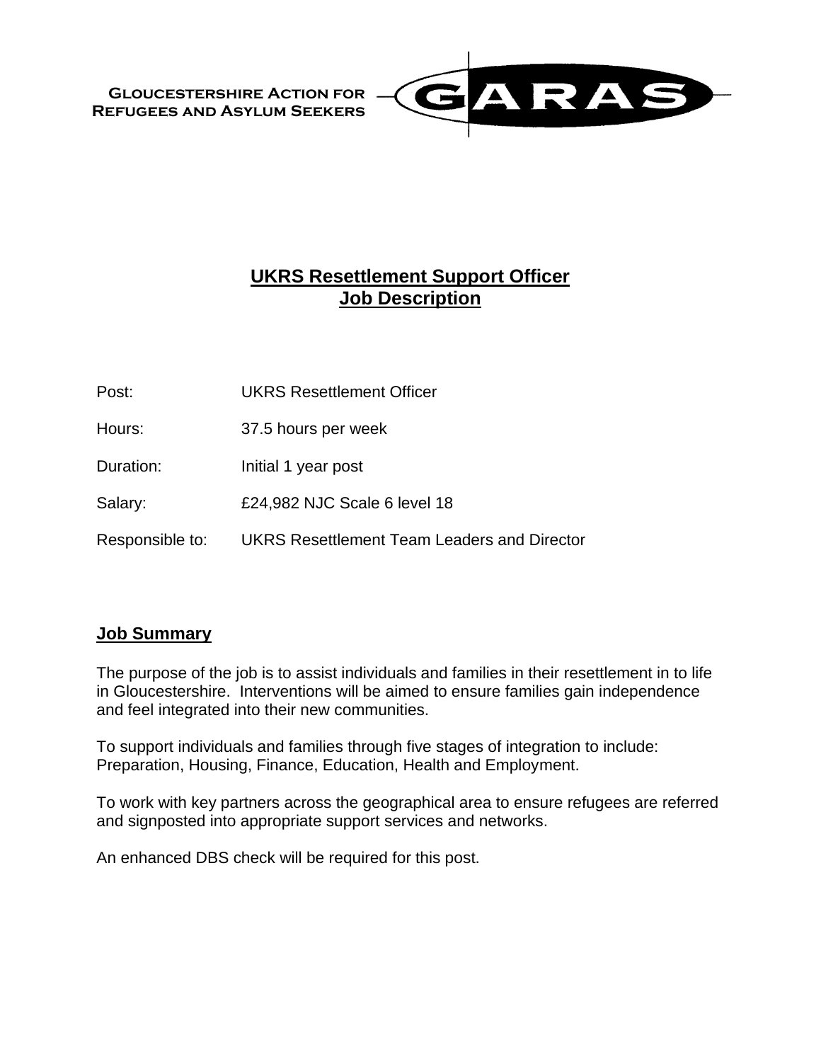**Gloucestershire Action for Refugees and Asylum Seekers** — GARAS

# UKRS Resettlement Support Officer
# Job Description

| | |
|---|---|
| Post: | UKRS Resettlement Officer |
| Hours: | 37.5 hours per week |
| Duration: | Initial 1 year post |
| Salary: | £24,982 NJC Scale 6 level 18 |
| Responsible to: | UKRS Resettlement Team Leaders and Director |

## Job Summary

The purpose of the job is to assist individuals and families in their resettlement in to life in Gloucestershire. Interventions will be aimed to ensure families gain independence and feel integrated into their new communities.

To support individuals and families through five stages of integration to include: Preparation, Housing, Finance, Education, Health and Employment.

To work with key partners across the geographical area to ensure refugees are referred and signposted into appropriate support services and networks.

An enhanced DBS check will be required for this post.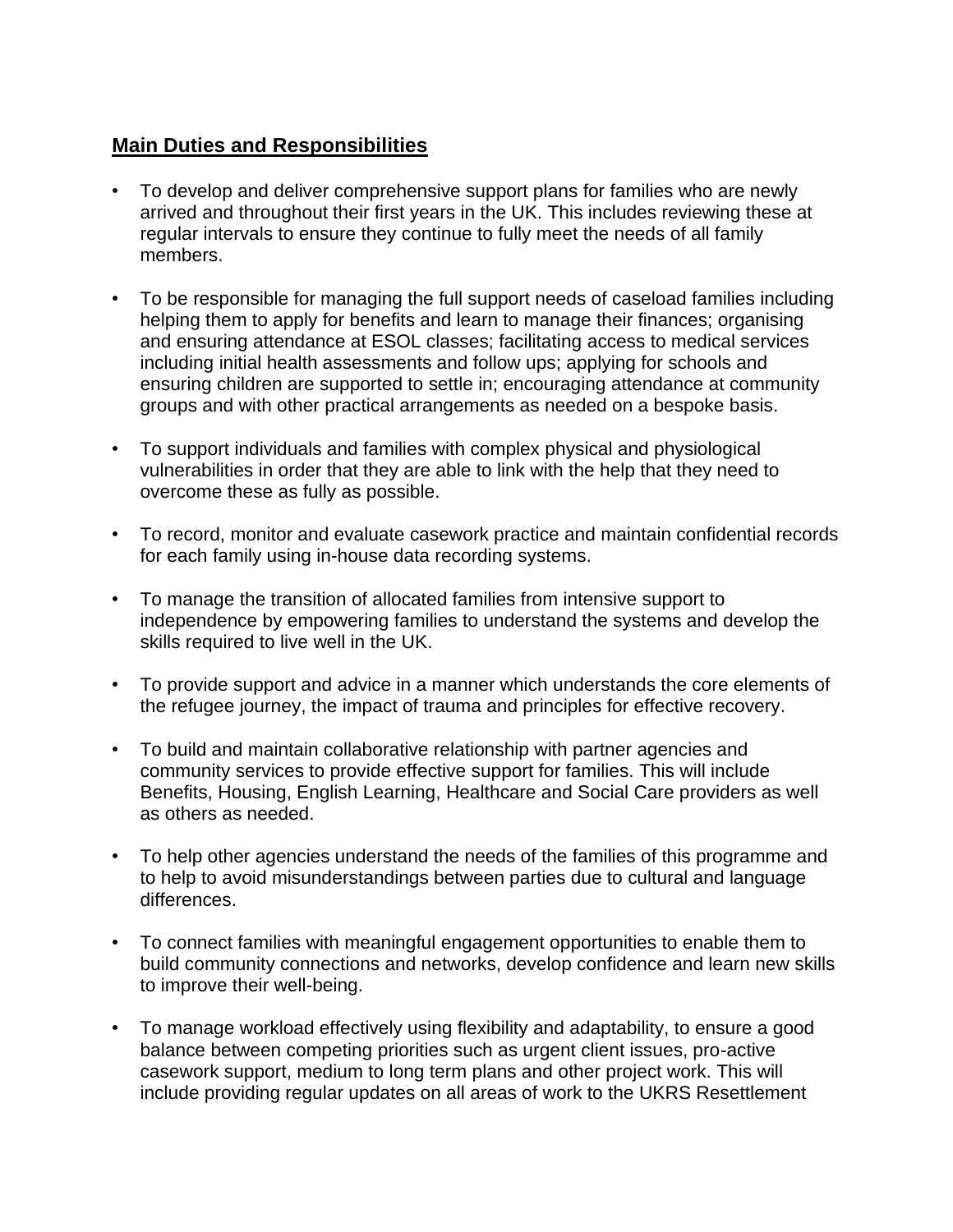## **Main Duties and Responsibilities**

- To develop and deliver comprehensive support plans for families who are newly arrived and throughout their first years in the UK. This includes reviewing these at regular intervals to ensure they continue to fully meet the needs of all family members.

- To be responsible for managing the full support needs of caseload families including helping them to apply for benefits and learn to manage their finances; organising and ensuring attendance at ESOL classes; facilitating access to medical services including initial health assessments and follow ups; applying for schools and ensuring children are supported to settle in; encouraging attendance at community groups and with other practical arrangements as needed on a bespoke basis.

- To support individuals and families with complex physical and physiological vulnerabilities in order that they are able to link with the help that they need to overcome these as fully as possible.

- To record, monitor and evaluate casework practice and maintain confidential records for each family using in-house data recording systems.

- To manage the transition of allocated families from intensive support to independence by empowering families to understand the systems and develop the skills required to live well in the UK.

- To provide support and advice in a manner which understands the core elements of the refugee journey, the impact of trauma and principles for effective recovery.

- To build and maintain collaborative relationship with partner agencies and community services to provide effective support for families. This will include Benefits, Housing, English Learning, Healthcare and Social Care providers as well as others as needed.

- To help other agencies understand the needs of the families of this programme and to help to avoid misunderstandings between parties due to cultural and language differences.

- To connect families with meaningful engagement opportunities to enable them to build community connections and networks, develop confidence and learn new skills to improve their well-being.

- To manage workload effectively using flexibility and adaptability, to ensure a good balance between competing priorities such as urgent client issues, pro-active casework support, medium to long term plans and other project work. This will include providing regular updates on all areas of work to the UKRS Resettlement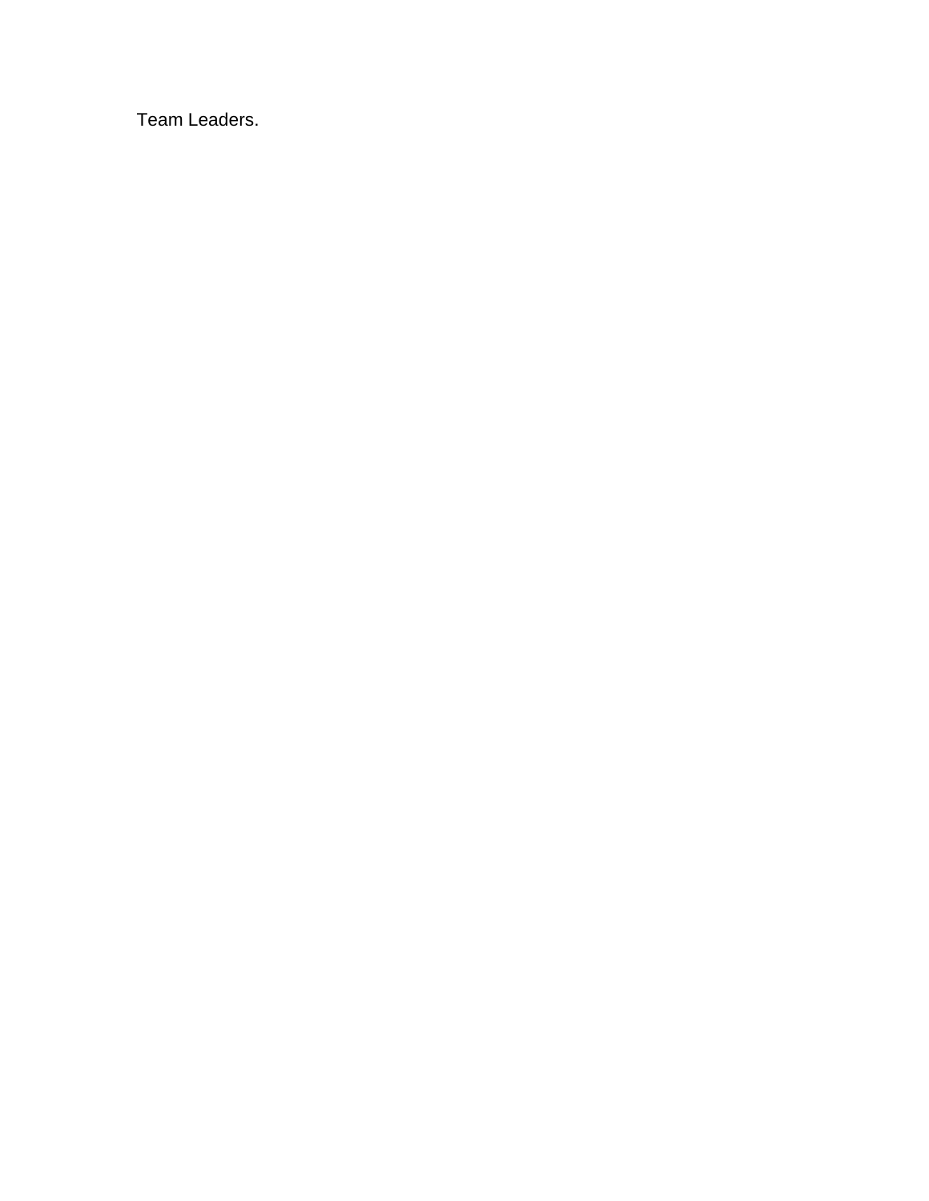Team Leaders.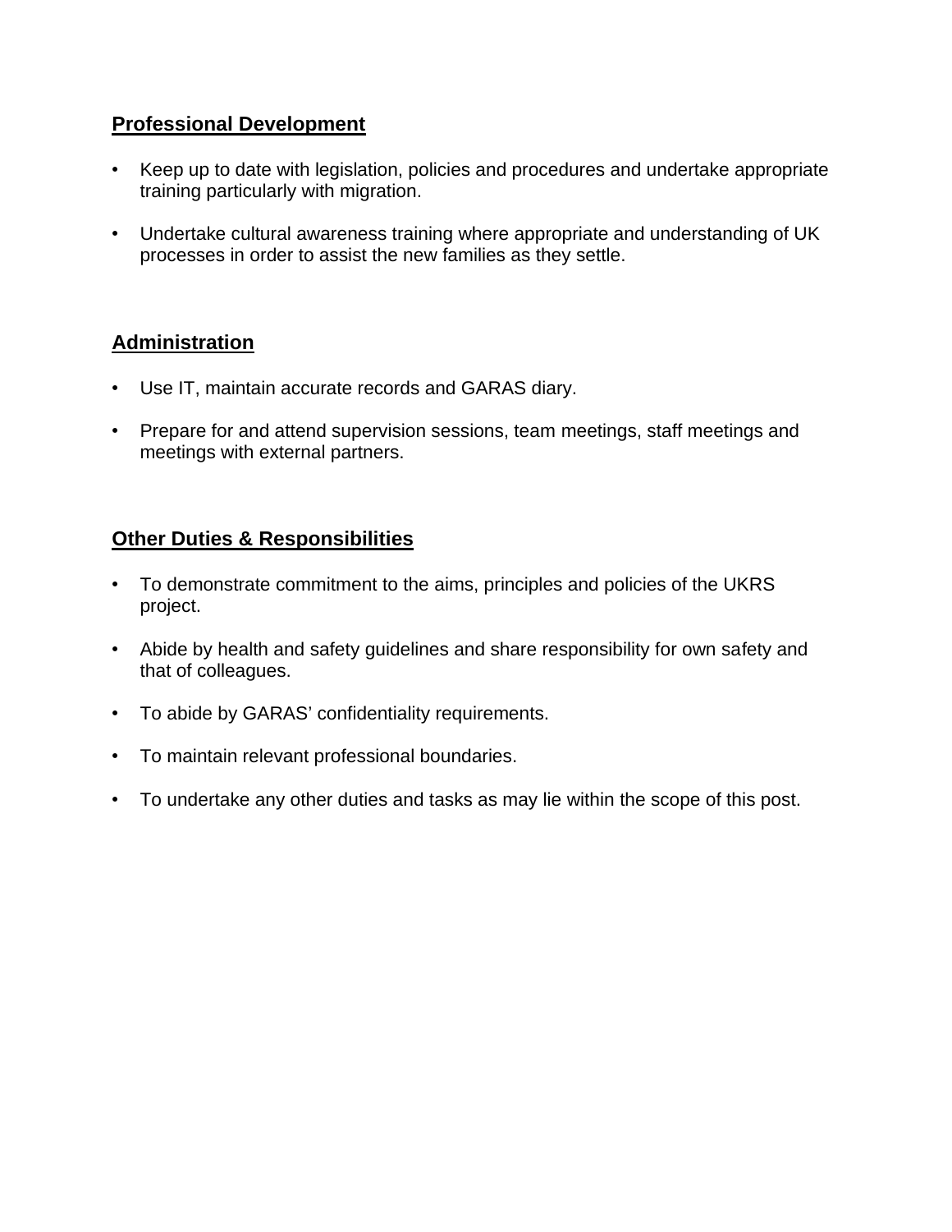## Professional Development

- Keep up to date with legislation, policies and procedures and undertake appropriate training particularly with migration.
- Undertake cultural awareness training where appropriate and understanding of UK processes in order to assist the new families as they settle.

## Administration

- Use IT, maintain accurate records and GARAS diary.
- Prepare for and attend supervision sessions, team meetings, staff meetings and meetings with external partners.

## Other Duties & Responsibilities

- To demonstrate commitment to the aims, principles and policies of the UKRS project.
- Abide by health and safety guidelines and share responsibility for own safety and that of colleagues.
- To abide by GARAS' confidentiality requirements.
- To maintain relevant professional boundaries.
- To undertake any other duties and tasks as may lie within the scope of this post.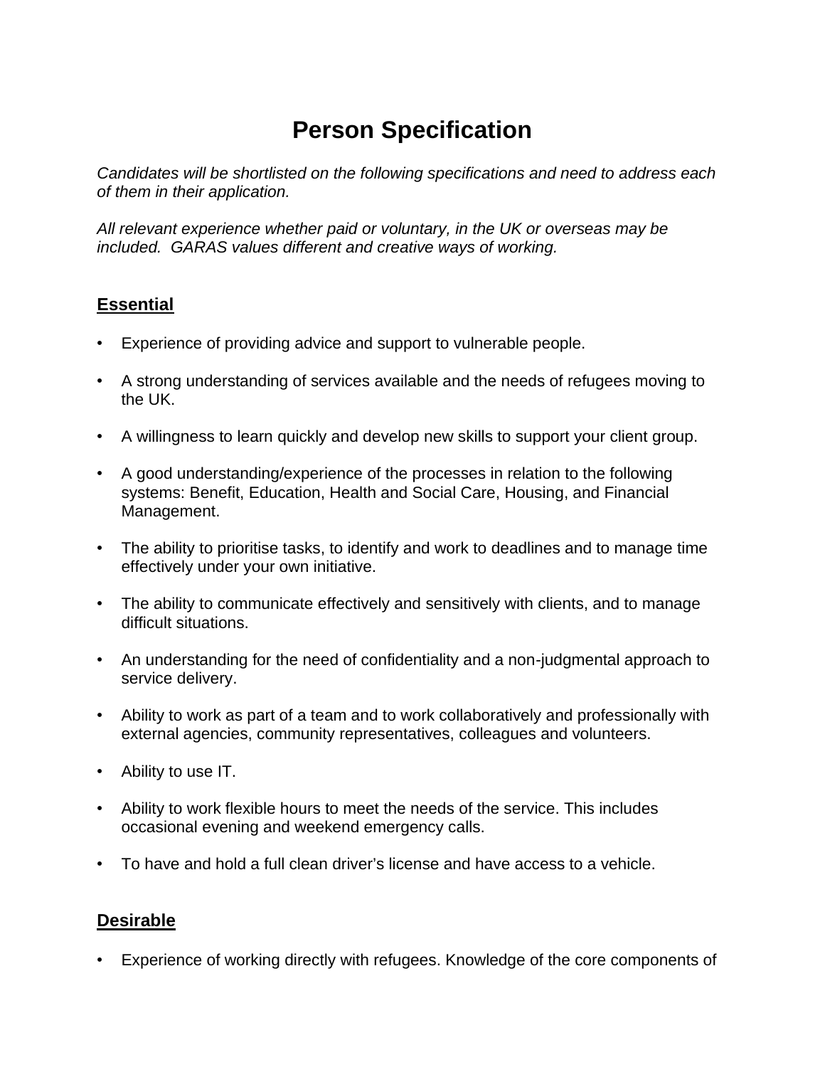# Person Specification

*Candidates will be shortlisted on the following specifications and need to address each of them in their application.*

*All relevant experience whether paid or voluntary, in the UK or overseas may be included. GARAS values different and creative ways of working.*

## Essential

- Experience of providing advice and support to vulnerable people.
- A strong understanding of services available and the needs of refugees moving to the UK.
- A willingness to learn quickly and develop new skills to support your client group.
- A good understanding/experience of the processes in relation to the following systems: Benefit, Education, Health and Social Care, Housing, and Financial Management.
- The ability to prioritise tasks, to identify and work to deadlines and to manage time effectively under your own initiative.
- The ability to communicate effectively and sensitively with clients, and to manage difficult situations.
- An understanding for the need of confidentiality and a non-judgmental approach to service delivery.
- Ability to work as part of a team and to work collaboratively and professionally with external agencies, community representatives, colleagues and volunteers.
- Ability to use IT.
- Ability to work flexible hours to meet the needs of the service. This includes occasional evening and weekend emergency calls.
- To have and hold a full clean driver's license and have access to a vehicle.

## Desirable

- Experience of working directly with refugees. Knowledge of the core components of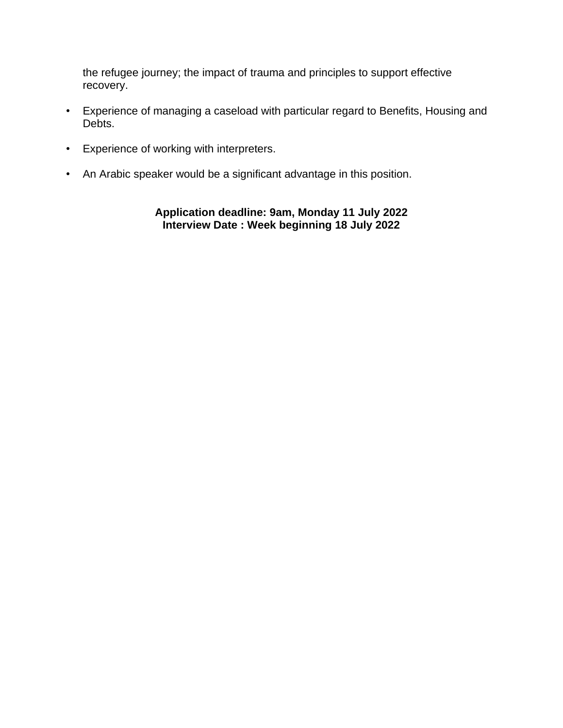the refugee journey; the impact of trauma and principles to support effective recovery.

- Experience of managing a caseload with particular regard to Benefits, Housing and Debts.

- Experience of working with interpreters.

- An Arabic speaker would be a significant advantage in this position.

**Application deadline: 9am, Monday 11 July 2022**
**Interview Date : Week beginning 18 July 2022**